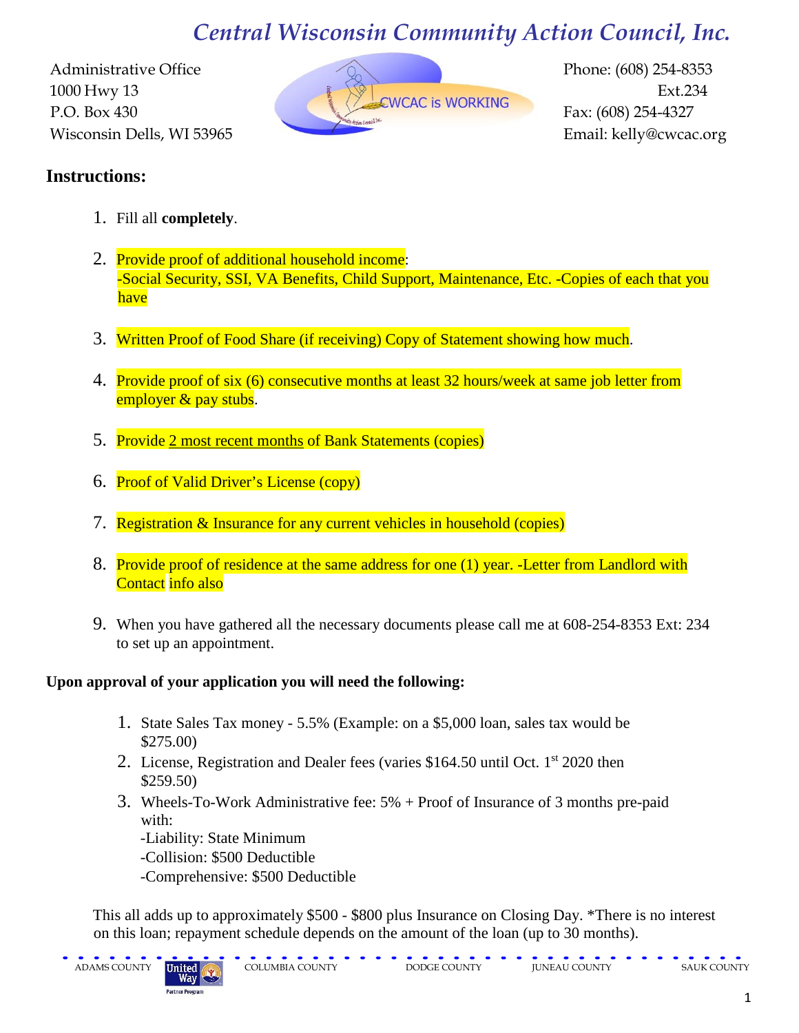# Central Wisconsin Community Action Council, Inc.

Administrative Office
1000 Hwy 13
P.O. Box 430
Wisconsin Dells, WI 53965

CWCAC is WORKING

Phone: (608) 254-8353
Ext.234
Fax: (608) 254-4327
Email: kelly@cwcac.org

## Instructions:

1. Fill all **completely**.
2. Provide proof of additional household income:
   -Social Security, SSI, VA Benefits, Child Support, Maintenance, Etc. -Copies of each that you have
3. Written Proof of Food Share (if receiving) Copy of Statement showing how much.
4. Provide proof of six (6) consecutive months at least 32 hours/week at same job letter from employer & pay stubs.
5. Provide 2 most recent months of Bank Statements (copies)
6. Proof of Valid Driver's License (copy)
7. Registration & Insurance for any current vehicles in household (copies)
8. Provide proof of residence at the same address for one (1) year. -Letter from Landlord with Contact info also
9. When you have gathered all the necessary documents please call me at 608-254-8353 Ext: 234 to set up an appointment.

**Upon approval of your application you will need the following:**

1. State Sales Tax money - 5.5% (Example: on a $5,000 loan, sales tax would be $275.00)
2. License, Registration and Dealer fees (varies $164.50 until Oct. 1st 2020 then $259.50)
3. Wheels-To-Work Administrative fee: 5% + Proof of Insurance of 3 months pre-paid with:
   -Liability: State Minimum
   -Collision: $500 Deductible
   -Comprehensive: $500 Deductible

This all adds up to approximately $500 - $800 plus Insurance on Closing Day. *There is no interest on this loan; repayment schedule depends on the amount of the loan (up to 30 months).

ADAMS COUNTY | United Way Partner Program | COLUMBIA COUNTY | DODGE COUNTY | JUNEAU COUNTY | SAUK COUNTY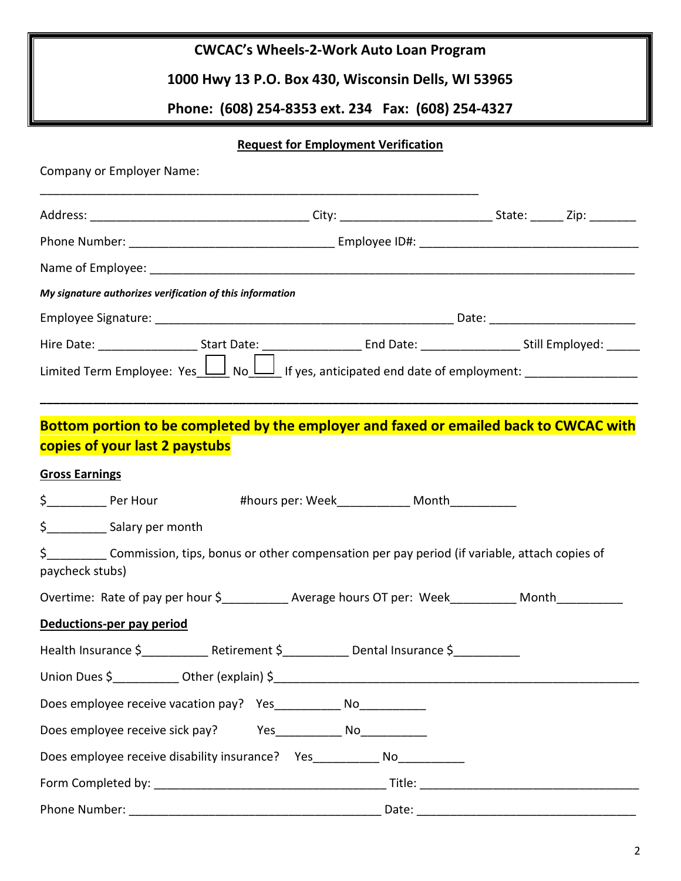**CWCAC's Wheels-2-Work Auto Loan Program**

**1000 Hwy 13 P.O. Box 430, Wisconsin Dells, WI 53965**

**Phone: (608) 254-8353 ext. 234 Fax: (608) 254-4327**

**Request for Employment Verification**

Company or Employer Name:

_____________________________________________________________________

Address: _________________________________ City: ______________________ State: _____ Zip: _______

Phone Number: _______________________________ Employee ID#: _________________________________

Name of Employee: ______________________________________________________________________

***My signature authorizes verification of this information***

Employee Signature: _____________________________________________ Date: _____________________

Hire Date: _______________ Start Date: _______________ End Date: _______________ Still Employed: _____

Limited Term Employee: Yes☐_____ No☐_____ If yes, anticipated end date of employment: ________________

---

**Bottom portion to be completed by the employer and faxed or emailed back to CWCAC with copies of your last 2 paystubs**

**Gross Earnings**

$_________ Per Hour #hours per: Week___________ Month__________

$_________ Salary per month

$_________ Commission, tips, bonus or other compensation per pay period (if variable, attach copies of paycheck stubs)

Overtime: Rate of pay per hour $__________ Average hours OT per: Week__________ Month__________

**Deductions-per pay period**

Health Insurance $__________ Retirement $__________ Dental Insurance $__________

Union Dues $__________ Other (explain) $__________________________________________________________

Does employee receive vacation pay? Yes__________ No__________

Does employee receive sick pay? Yes__________ No__________

Does employee receive disability insurance? Yes__________ No__________

Form Completed by: ___________________________________ Title: _________________________________

Phone Number: _______________________________________ Date: _________________________________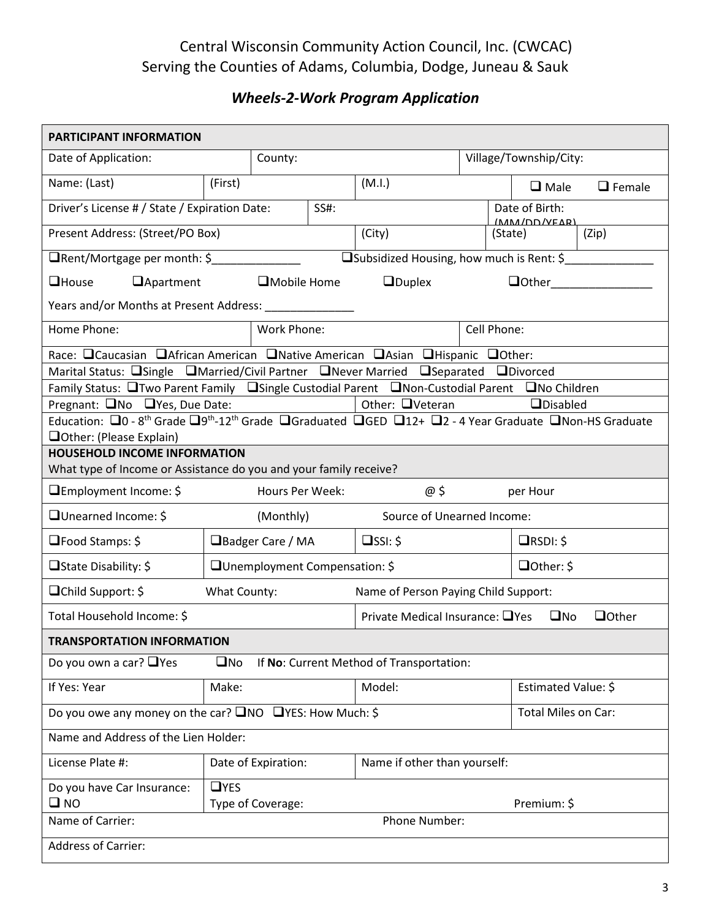Central Wisconsin Community Action Council, Inc. (CWCAC)
Serving the Counties of Adams, Columbia, Dodge, Juneau & Sauk

## *Wheels-2-Work Program Application*

| **PARTICIPANT INFORMATION** | | | |
|---|---|---|---|
| Date of Application: | County: | | Village/Township/City: |
| Name: (Last) | (First) | (M.I.) | ❑ Male ❑ Female |
| Driver's License # / State / Expiration Date: | SS#: | | Date of Birth: (MM/DD/YEAR) |
| Present Address: (Street/PO Box) | (City) | (State) | (Zip) |
| ❑Rent/Mortgage per month: $______________ ❑Subsidized Housing, how much is Rent: $______________ | | | |
| ❑House ❑Apartment ❑Mobile Home ❑Duplex ❑Other________________ | | | |
| Years and/or Months at Present Address: ______________ | | | |
| Home Phone: | Work Phone: | | Cell Phone: |
| Race: ❑Caucasian ❑African American ❑Native American ❑Asian ❑Hispanic ❑Other: | | | |
| Marital Status: ❑Single ❑Married/Civil Partner ❑Never Married ❑Separated ❑Divorced | | | |
| Family Status: ❑Two Parent Family ❑Single Custodial Parent ❑Non-Custodial Parent ❑No Children | | | |
| Pregnant: ❑No ❑Yes, Due Date: | Other: ❑Veteran | ❑Disabled | |
| Education: ❑0 - 8th Grade ❑9th-12th Grade ❑Graduated ❑GED ❑12+ ❑2 - 4 Year Graduate ❑Non-HS Graduate ❑Other: (Please Explain) | | | |

| **HOUSEHOLD INCOME INFORMATION** What type of Income or Assistance do you and your family receive? | | | |
|---|---|---|---|
| ❑Employment Income: $ | Hours Per Week: | @ $ | per Hour |
| ❑Unearned Income: $ | (Monthly) | Source of Unearned Income: | |
| ❑Food Stamps: $ | ❑Badger Care / MA | ❑SSI: $ | ❑RSDI: $ |
| ❑State Disability: $ | ❑Unemployment Compensation: $ | | ❑Other: $ |
| ❑Child Support: $ | What County: | Name of Person Paying Child Support: | |
| Total Household Income: $ | | Private Medical Insurance: ❑Yes ❑No ❑Other | |

| **TRANSPORTATION INFORMATION** | | | |
|---|---|---|---|
| Do you own a car? ❑Yes ❑No If **No**: Current Method of Transportation: | | | |
| If Yes: Year | Make: | Model: | Estimated Value: $ |
| Do you owe any money on the car? ❑NO ❑YES: How Much: $ | | | Total Miles on Car: |
| Name and Address of the Lien Holder: | | | |
| License Plate #: | Date of Expiration: | Name if other than yourself: | |
| Do you have Car Insurance: ❑ NO | ❑YES Type of Coverage: | | Premium: $ |
| Name of Carrier: | | Phone Number: | |
| Address of Carrier: | | | |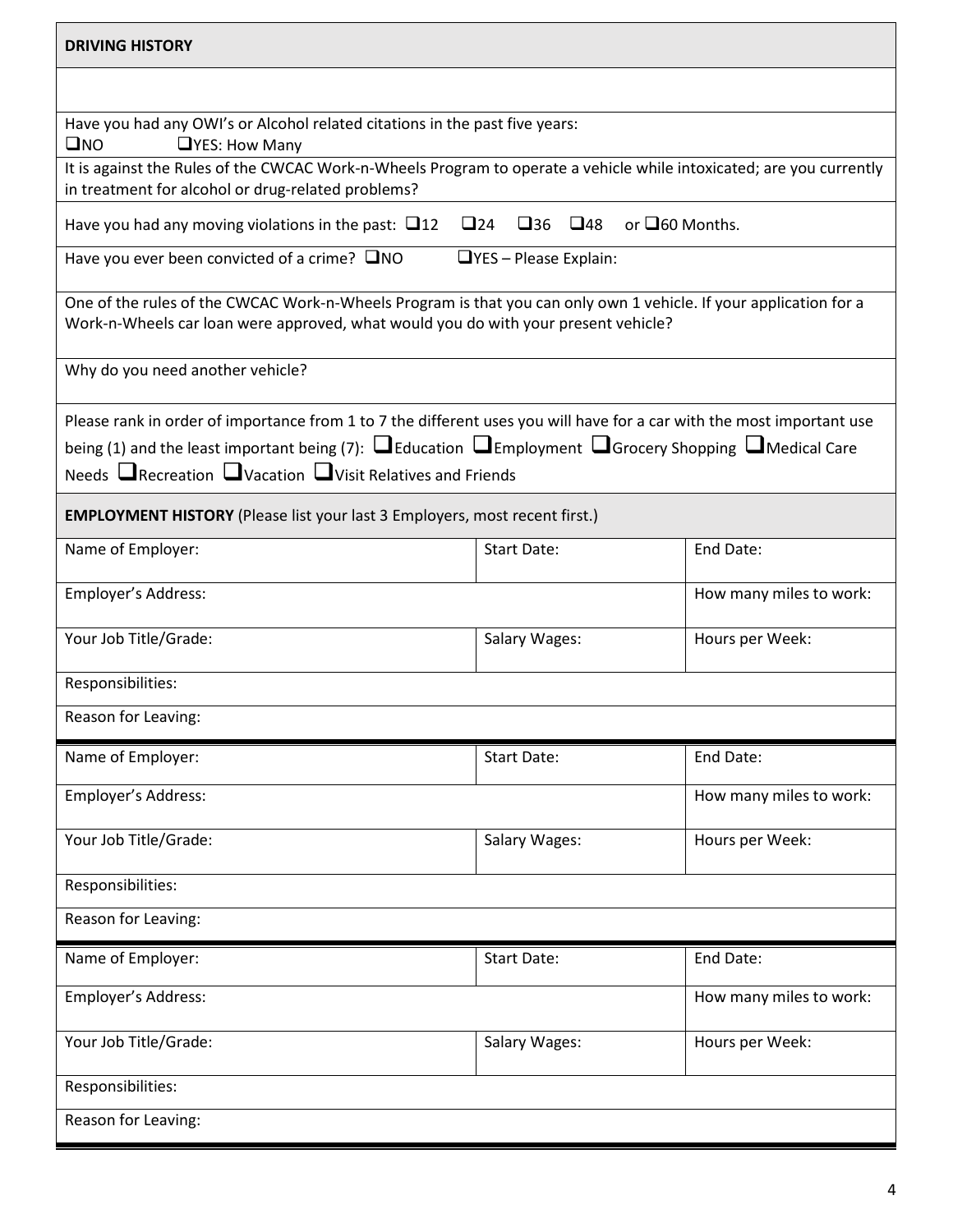## DRIVING HISTORY

Have you had any OWI's or Alcohol related citations in the past five years:
❑NO ❑YES: How Many

It is against the Rules of the CWCAC Work-n-Wheels Program to operate a vehicle while intoxicated; are you currently in treatment for alcohol or drug-related problems?

Have you had any moving violations in the past: ❑12 ❑24 ❑36 ❑48 or ❑60 Months.

Have you ever been convicted of a crime? ❑NO ❑YES – Please Explain:

One of the rules of the CWCAC Work-n-Wheels Program is that you can only own 1 vehicle. If your application for a Work-n-Wheels car loan were approved, what would you do with your present vehicle?

Why do you need another vehicle?

Please rank in order of importance from 1 to 7 the different uses you will have for a car with the most important use being (1) and the least important being (7): ❑Education ❑Employment ❑Grocery Shopping ❑Medical Care Needs ❑Recreation ❑Vacation ❑Visit Relatives and Friends

## EMPLOYMENT HISTORY (Please list your last 3 Employers, most recent first.)

| Name of Employer: | Start Date: | End Date: |
|---|---|---|
| Employer's Address: | | How many miles to work: |
| Your Job Title/Grade: | Salary Wages: | Hours per Week: |
| Responsibilities: | | |
| Reason for Leaving: | | |

| Name of Employer: | Start Date: | End Date: |
|---|---|---|
| Employer's Address: | | How many miles to work: |
| Your Job Title/Grade: | Salary Wages: | Hours per Week: |
| Responsibilities: | | |
| Reason for Leaving: | | |

| Name of Employer: | Start Date: | End Date: |
|---|---|---|
| Employer's Address: | | How many miles to work: |
| Your Job Title/Grade: | Salary Wages: | Hours per Week: |
| Responsibilities: | | |
| Reason for Leaving: | | |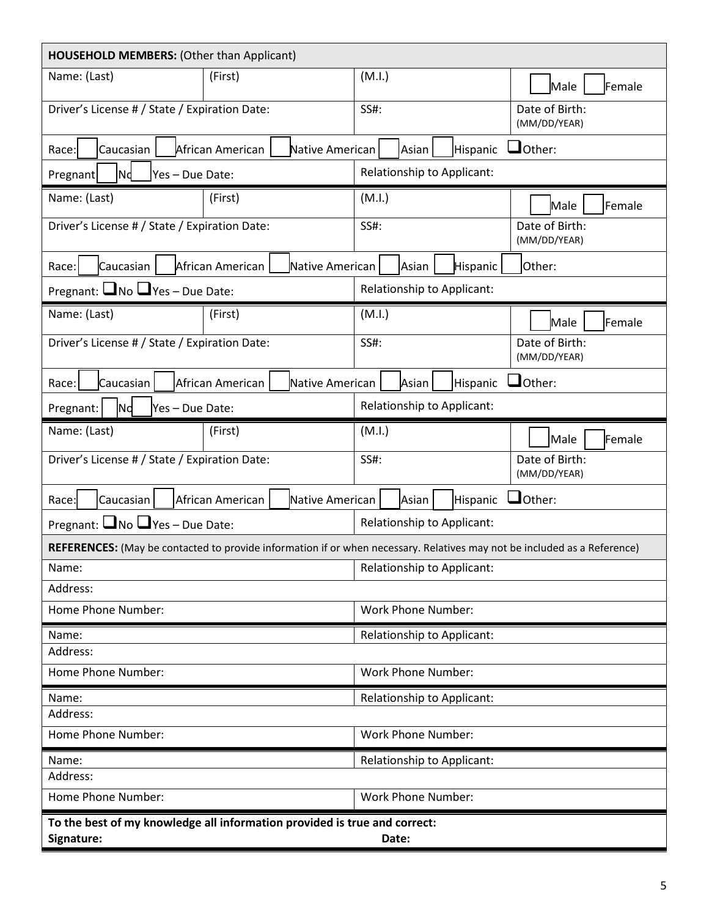| **HOUSEHOLD MEMBERS:** (Other than Applicant) | | | |
|---|---|---|---|
| Name: (Last) | (First) | (M.I.) | ☐ Male ☐ Female |
| Driver's License # / State / Expiration Date: | | SS#: | Date of Birth: (MM/DD/YEAR) |
| Race: ☐ Caucasian ☐ African American ☐ Native American ☐ Asian ☐ Hispanic ☐ Other: | | | |
| Pregnant ☐ No ☐ Yes – Due Date: | | Relationship to Applicant: | |
| Name: (Last) | (First) | (M.I.) | ☐ Male ☐ Female |
| Driver's License # / State / Expiration Date: | | SS#: | Date of Birth: (MM/DD/YEAR) |
| Race: ☐ Caucasian ☐ African American ☐ Native American ☐ Asian ☐ Hispanic ☐ Other: | | | |
| Pregnant: ☐ No ☐ Yes – Due Date: | | Relationship to Applicant: | |
| Name: (Last) | (First) | (M.I.) | ☐ Male ☐ Female |
| Driver's License # / State / Expiration Date: | | SS#: | Date of Birth: (MM/DD/YEAR) |
| Race: ☐ Caucasian ☐ African American ☐ Native American ☐ Asian ☐ Hispanic ☐ Other: | | | |
| Pregnant: ☐ No ☐ Yes – Due Date: | | Relationship to Applicant: | |
| Name: (Last) | (First) | (M.I.) | ☐ Male ☐ Female |
| Driver's License # / State / Expiration Date: | | SS#: | Date of Birth: (MM/DD/YEAR) |
| Race: ☐ Caucasian ☐ African American ☐ Native American ☐ Asian ☐ Hispanic ☐ Other: | | | |
| Pregnant: ☐ No ☐ Yes – Due Date: | | Relationship to Applicant: | |

| **REFERENCES:** (May be contacted to provide information if or when necessary. Relatives may not be included as a Reference) | |
|---|---|
| Name: | Relationship to Applicant: |
| Address: | |
| Home Phone Number: | Work Phone Number: |
| Name: | Relationship to Applicant: |
| Address: | |
| Home Phone Number: | Work Phone Number: |
| Name: | Relationship to Applicant: |
| Address: | |
| Home Phone Number: | Work Phone Number: |
| Name: | Relationship to Applicant: |
| Address: | |
| Home Phone Number: | Work Phone Number: |

**To the best of my knowledge all information provided is true and correct:**

**Signature:** **Date:**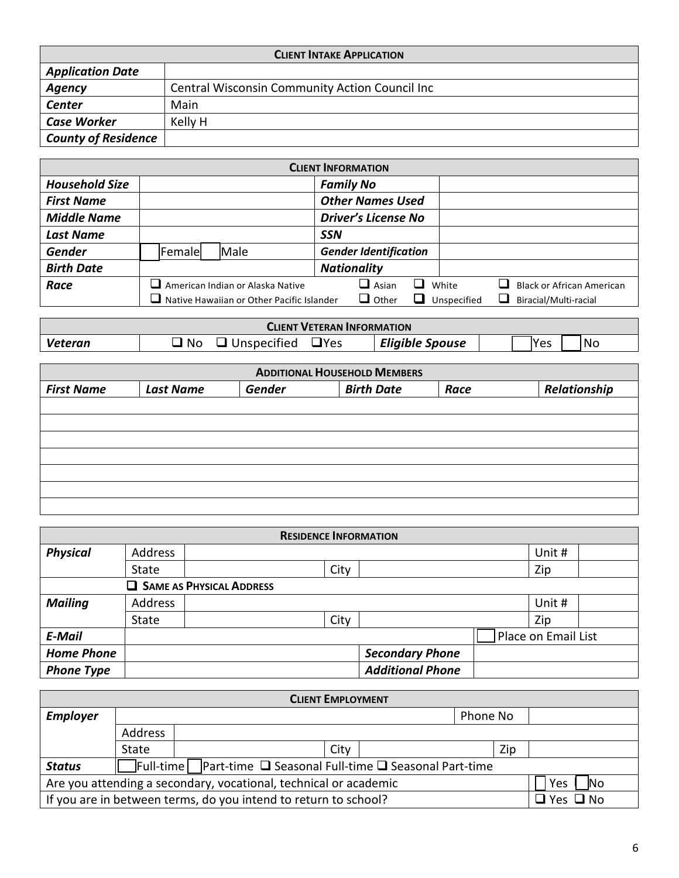| **CLIENT INTAKE APPLICATION** | |
|---|---|
| ***Application Date*** | |
| ***Agency*** | Central Wisconsin Community Action Council Inc |
| ***Center*** | Main |
| ***Case Worker*** | Kelly H |
| ***County of Residence*** | |

| **CLIENT INFORMATION** | | | |
|---|---|---|---|
| ***Household Size*** | | ***Family No*** | |
| ***First Name*** | | ***Other Names Used*** | |
| ***Middle Name*** | | ***Driver's License No*** | |
| ***Last Name*** | | ***SSN*** | |
| ***Gender*** | ☐ Female ☐ Male | ***Gender Identification*** | |
| ***Birth Date*** | | ***Nationality*** | |
| ***Race*** | ❑ American Indian or Alaska Native ❑ Asian ❑ White ❑ Black or African American ❑ Native Hawaiian or Other Pacific Islander ❑ Other ❑ Unspecified ❑ Biracial/Multi-racial | | |

| **CLIENT VETERAN INFORMATION** | | | |
|---|---|---|---|
| ***Veteran*** | ❑ No ❑ Unspecified ❑ Yes | ***Eligible Spouse*** | ☐ Yes ☐ No |

| **ADDITIONAL HOUSEHOLD MEMBERS** | | | | | |
|---|---|---|---|---|---|
| ***First Name*** | ***Last Name*** | ***Gender*** | ***Birth Date*** | ***Race*** | ***Relationship*** |
| | | | | | |
| | | | | | |
| | | | | | |
| | | | | | |
| | | | | | |
| | | | | | |
| | | | | | |

| **RESIDENCE INFORMATION** | | | | | | |
|---|---|---|---|---|---|---|
| ***Physical*** | Address | | | | Unit # | |
| | State | | City | | Zip | |
| | ❑ **SAME AS PHYSICAL ADDRESS** | | | | | |
| ***Mailing*** | Address | | | | Unit # | |
| | State | | City | | Zip | |
| ***E-Mail*** | | | | | ☐ Place on Email List | |
| ***Home Phone*** | | | ***Secondary Phone*** | | | |
| ***Phone Type*** | | | ***Additional Phone*** | | | |

| **CLIENT EMPLOYMENT** | | | | | | |
|---|---|---|---|---|---|---|
| ***Employer*** | | | | Phone No | | |
| | Address | | | | | |
| | State | | City | | Zip | |
| ***Status*** | ☐ Full-time ☐ Part-time ❑ Seasonal Full-time ❑ Seasonal Part-time | | | | | |
| Are you attending a secondary, vocational, technical or academic | | | | | | ☐ Yes ☐ No |
| If you are in between terms, do you intend to return to school? | | | | | | ❑ Yes ❑ No |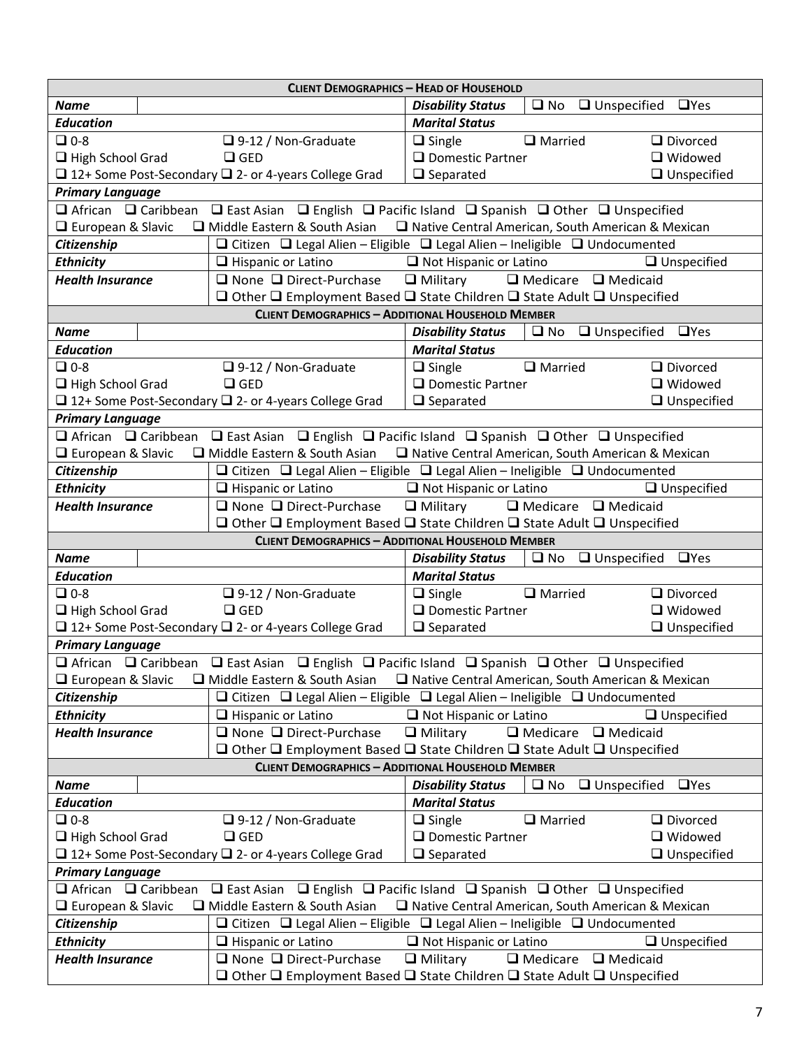| **CLIENT DEMOGRAPHICS – HEAD OF HOUSEHOLD** | | | |
|---|---|---|---|
| ***Name*** | | ***Disability Status*** | ❑ No ❑ Unspecified ❑Yes |
| ***Education*** | | ***Marital Status*** | |
| ❑ 0-8 | ❑ 9-12 / Non-Graduate | ❑ Single ❑ Married | ❑ Divorced |
| ❑ High School Grad | ❑ GED | ❑ Domestic Partner | ❑ Widowed |
| ❑ 12+ Some Post-Secondary ❑ 2- or 4-years College Grad | | ❑ Separated | ❑ Unspecified |
| ***Primary Language*** | | | |
| ❑ African ❑ Caribbean ❑ East Asian ❑ English ❑ Pacific Island ❑ Spanish ❑ Other ❑ Unspecified | | | |
| ❑ European & Slavic ❑ Middle Eastern & South Asian ❑ Native Central American, South American & Mexican | | | |
| ***Citizenship*** | ❑ Citizen ❑ Legal Alien – Eligible ❑ Legal Alien – Ineligible ❑ Undocumented | | |
| ***Ethnicity*** | ❑ Hispanic or Latino | ❑ Not Hispanic or Latino | ❑ Unspecified |
| ***Health Insurance*** | ❑ None ❑ Direct-Purchase ❑ Military ❑ Medicare ❑ Medicaid<br>❑ Other ❑ Employment Based ❑ State Children ❑ State Adult ❑ Unspecified | | |

| **CLIENT DEMOGRAPHICS – ADDITIONAL HOUSEHOLD MEMBER** | | | |
|---|---|---|---|
| ***Name*** | | ***Disability Status*** | ❑ No ❑ Unspecified ❑Yes |
| ***Education*** | | ***Marital Status*** | |
| ❑ 0-8 | ❑ 9-12 / Non-Graduate | ❑ Single ❑ Married | ❑ Divorced |
| ❑ High School Grad | ❑ GED | ❑ Domestic Partner | ❑ Widowed |
| ❑ 12+ Some Post-Secondary ❑ 2- or 4-years College Grad | | ❑ Separated | ❑ Unspecified |
| ***Primary Language*** | | | |
| ❑ African ❑ Caribbean ❑ East Asian ❑ English ❑ Pacific Island ❑ Spanish ❑ Other ❑ Unspecified | | | |
| ❑ European & Slavic ❑ Middle Eastern & South Asian ❑ Native Central American, South American & Mexican | | | |
| ***Citizenship*** | ❑ Citizen ❑ Legal Alien – Eligible ❑ Legal Alien – Ineligible ❑ Undocumented | | |
| ***Ethnicity*** | ❑ Hispanic or Latino | ❑ Not Hispanic or Latino | ❑ Unspecified |
| ***Health Insurance*** | ❑ None ❑ Direct-Purchase ❑ Military ❑ Medicare ❑ Medicaid<br>❑ Other ❑ Employment Based ❑ State Children ❑ State Adult ❑ Unspecified | | |

| **CLIENT DEMOGRAPHICS – ADDITIONAL HOUSEHOLD MEMBER** | | | |
|---|---|---|---|
| ***Name*** | | ***Disability Status*** | ❑ No ❑ Unspecified ❑Yes |
| ***Education*** | | ***Marital Status*** | |
| ❑ 0-8 | ❑ 9-12 / Non-Graduate | ❑ Single ❑ Married | ❑ Divorced |
| ❑ High School Grad | ❑ GED | ❑ Domestic Partner | ❑ Widowed |
| ❑ 12+ Some Post-Secondary ❑ 2- or 4-years College Grad | | ❑ Separated | ❑ Unspecified |
| ***Primary Language*** | | | |
| ❑ African ❑ Caribbean ❑ East Asian ❑ English ❑ Pacific Island ❑ Spanish ❑ Other ❑ Unspecified | | | |
| ❑ European & Slavic ❑ Middle Eastern & South Asian ❑ Native Central American, South American & Mexican | | | |
| ***Citizenship*** | ❑ Citizen ❑ Legal Alien – Eligible ❑ Legal Alien – Ineligible ❑ Undocumented | | |
| ***Ethnicity*** | ❑ Hispanic or Latino | ❑ Not Hispanic or Latino | ❑ Unspecified |
| ***Health Insurance*** | ❑ None ❑ Direct-Purchase ❑ Military ❑ Medicare ❑ Medicaid<br>❑ Other ❑ Employment Based ❑ State Children ❑ State Adult ❑ Unspecified | | |

| **CLIENT DEMOGRAPHICS – ADDITIONAL HOUSEHOLD MEMBER** | | | |
|---|---|---|---|
| ***Name*** | | ***Disability Status*** | ❑ No ❑ Unspecified ❑Yes |
| ***Education*** | | ***Marital Status*** | |
| ❑ 0-8 | ❑ 9-12 / Non-Graduate | ❑ Single ❑ Married | ❑ Divorced |
| ❑ High School Grad | ❑ GED | ❑ Domestic Partner | ❑ Widowed |
| ❑ 12+ Some Post-Secondary ❑ 2- or 4-years College Grad | | ❑ Separated | ❑ Unspecified |
| ***Primary Language*** | | | |
| ❑ African ❑ Caribbean ❑ East Asian ❑ English ❑ Pacific Island ❑ Spanish ❑ Other ❑ Unspecified | | | |
| ❑ European & Slavic ❑ Middle Eastern & South Asian ❑ Native Central American, South American & Mexican | | | |
| ***Citizenship*** | ❑ Citizen ❑ Legal Alien – Eligible ❑ Legal Alien – Ineligible ❑ Undocumented | | |
| ***Ethnicity*** | ❑ Hispanic or Latino | ❑ Not Hispanic or Latino | ❑ Unspecified |
| ***Health Insurance*** | ❑ None ❑ Direct-Purchase ❑ Military ❑ Medicare ❑ Medicaid<br>❑ Other ❑ Employment Based ❑ State Children ❑ State Adult ❑ Unspecified | | |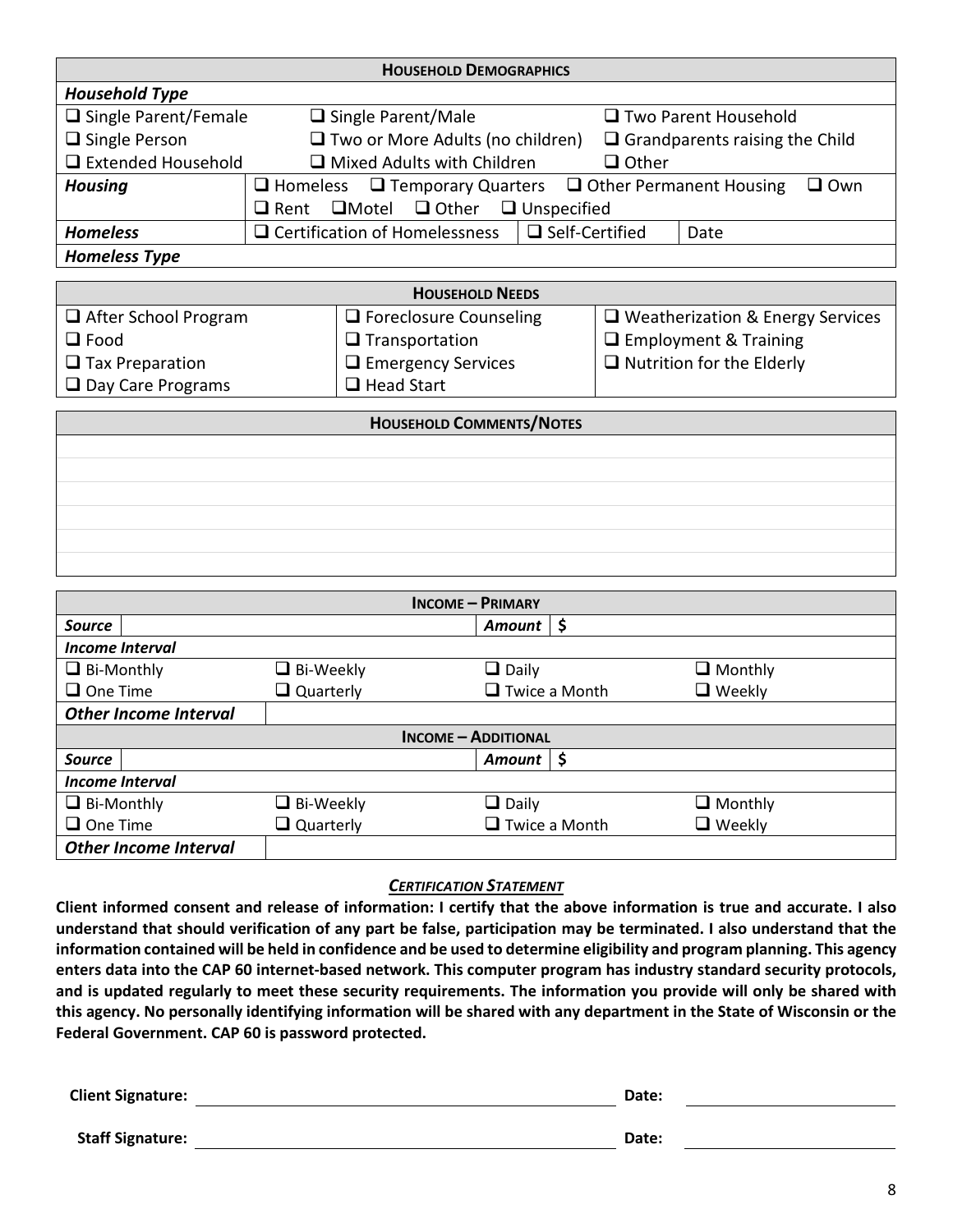| **HOUSEHOLD DEMOGRAPHICS** | | | |
|---|---|---|---|
| ***Household Type*** | | | |
| ☐ Single Parent/Female | ☐ Single Parent/Male | ☐ Two Parent Household | |
| ☐ Single Person | ☐ Two or More Adults (no children) | ☐ Grandparents raising the Child | |
| ☐ Extended Household | ☐ Mixed Adults with Children | ☐ Other | |
| ***Housing*** | ☐ Homeless ☐ Temporary Quarters ☐ Other Permanent Housing ☐ Own ☐ Rent ☐Motel ☐ Other ☐ Unspecified | | |
| ***Homeless*** | ☐ Certification of Homelessness | ☐ Self-Certified | Date |
| ***Homeless Type*** | | | |

| **HOUSEHOLD NEEDS** | | |
|---|---|---|
| ☐ After School Program | ☐ Foreclosure Counseling | ☐ Weatherization & Energy Services |
| ☐ Food | ☐ Transportation | ☐ Employment & Training |
| ☐ Tax Preparation | ☐ Emergency Services | ☐ Nutrition for the Elderly |
| ☐ Day Care Programs | ☐ Head Start | |

| **HOUSEHOLD COMMENTS/NOTES** |
|---|
| |
| |
| |
| |
| |
| |

| **INCOME – PRIMARY** | | | |
|---|---|---|---|
| ***Source*** | | ***Amount*** | $ |
| ***Income Interval*** | | | |
| ☐ Bi-Monthly | ☐ Bi-Weekly | ☐ Daily | ☐ Monthly |
| ☐ One Time | ☐ Quarterly | ☐ Twice a Month | ☐ Weekly |
| ***Other Income Interval*** | | | |
| **INCOME – ADDITIONAL** | | | |
| ***Source*** | | ***Amount*** | $ |
| ***Income Interval*** | | | |
| ☐ Bi-Monthly | ☐ Bi-Weekly | ☐ Daily | ☐ Monthly |
| ☐ One Time | ☐ Quarterly | ☐ Twice a Month | ☐ Weekly |
| ***Other Income Interval*** | | | |

***CERTIFICATION STATEMENT***

**Client informed consent and release of information: I certify that the above information is true and accurate. I also understand that should verification of any part be false, participation may be terminated. I also understand that the information contained will be held in confidence and be used to determine eligibility and program planning. This agency enters data into the CAP 60 internet-based network. This computer program has industry standard security protocols, and is updated regularly to meet these security requirements. The information you provide will only be shared with this agency. No personally identifying information will be shared with any department in the State of Wisconsin or the Federal Government. CAP 60 is password protected.**

**Client Signature:** ______________________________ **Date:** ______________

**Staff Signature:** ______________________________ **Date:** ______________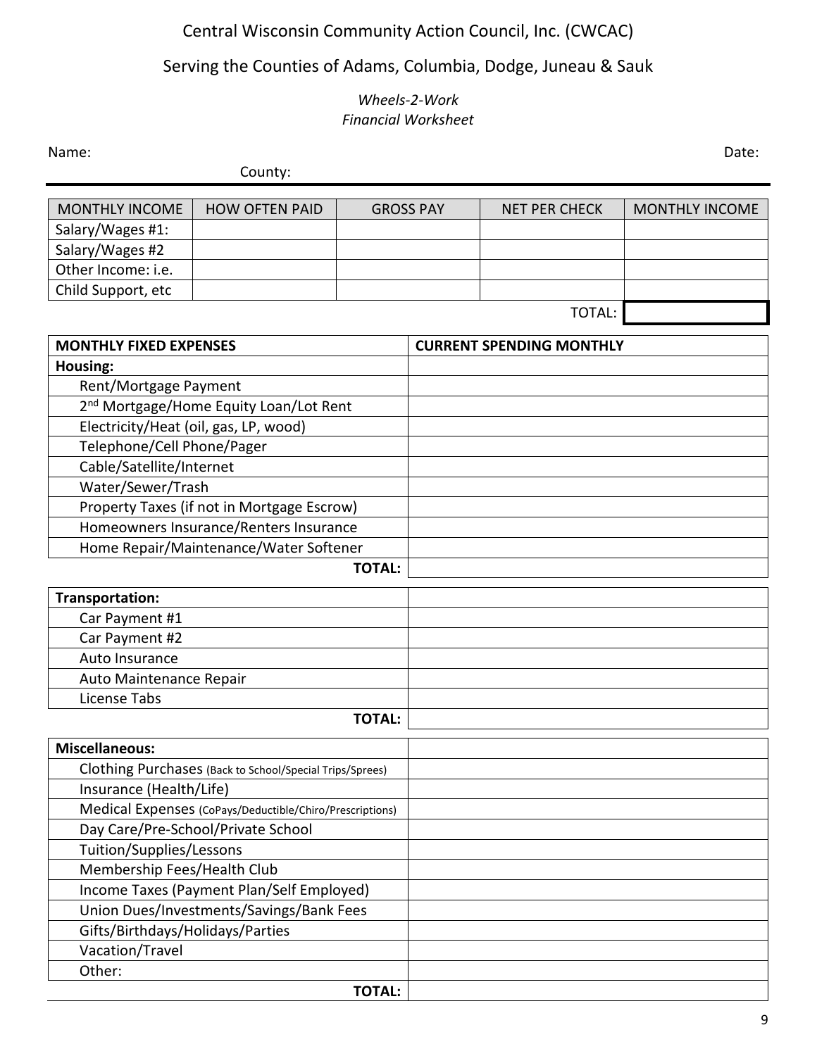# Central Wisconsin Community Action Council, Inc. (CWCAC)

## Serving the Counties of Adams, Columbia, Dodge, Juneau & Sauk

*Wheels-2-Work*
*Financial Worksheet*

Name: Date:

County:

| MONTHLY INCOME | HOW OFTEN PAID | GROSS PAY | NET PER CHECK | MONTHLY INCOME |
|---|---|---|---|---|
| Salary/Wages #1: | | | | |
| Salary/Wages #2 | | | | |
| Other Income: i.e. | | | | |
| Child Support, etc | | | | |
| | | | TOTAL: | |

| **MONTHLY FIXED EXPENSES** | **CURRENT SPENDING MONTHLY** |
|---|---|
| **Housing:** | |
| Rent/Mortgage Payment | |
| 2nd Mortgage/Home Equity Loan/Lot Rent | |
| Electricity/Heat (oil, gas, LP, wood) | |
| Telephone/Cell Phone/Pager | |
| Cable/Satellite/Internet | |
| Water/Sewer/Trash | |
| Property Taxes (if not in Mortgage Escrow) | |
| Homeowners Insurance/Renters Insurance | |
| Home Repair/Maintenance/Water Softener | |
| **TOTAL:** | |

| **Transportation:** | |
|---|---|
| Car Payment #1 | |
| Car Payment #2 | |
| Auto Insurance | |
| Auto Maintenance Repair | |
| License Tabs | |
| **TOTAL:** | |

| **Miscellaneous:** | |
|---|---|
| Clothing Purchases (Back to School/Special Trips/Sprees) | |
| Insurance (Health/Life) | |
| Medical Expenses (CoPays/Deductible/Chiro/Prescriptions) | |
| Day Care/Pre-School/Private School | |
| Tuition/Supplies/Lessons | |
| Membership Fees/Health Club | |
| Income Taxes (Payment Plan/Self Employed) | |
| Union Dues/Investments/Savings/Bank Fees | |
| Gifts/Birthdays/Holidays/Parties | |
| Vacation/Travel | |
| Other: | |
| **TOTAL:** | |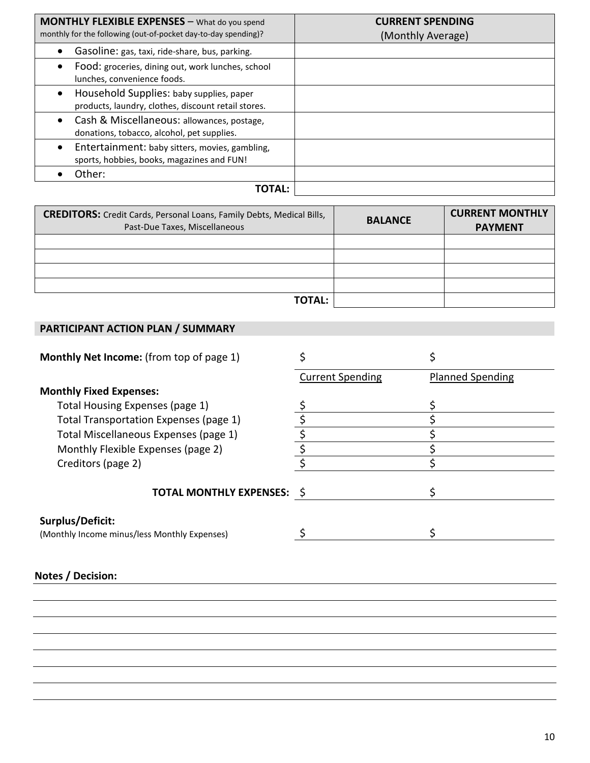| **MONTHLY FLEXIBLE EXPENSES** – What do you spend monthly for the following (out-of-pocket day-to-day spending)? | **CURRENT SPENDING** (Monthly Average) |
|---|---|
| • Gasoline: gas, taxi, ride-share, bus, parking. | |
| • Food: groceries, dining out, work lunches, school lunches, convenience foods. | |
| • Household Supplies: baby supplies, paper products, laundry, clothes, discount retail stores. | |
| • Cash & Miscellaneous: allowances, postage, donations, tobacco, alcohol, pet supplies. | |
| • Entertainment: baby sitters, movies, gambling, sports, hobbies, books, magazines and FUN! | |
| • Other: | |
| **TOTAL:** | |

| **CREDITORS:** Credit Cards, Personal Loans, Family Debts, Medical Bills, Past-Due Taxes, Miscellaneous | **BALANCE** | **CURRENT MONTHLY PAYMENT** |
|---|---|---|
| | | |
| | | |
| | | |
| | | |
| **TOTAL:** | | |

## PARTICIPANT ACTION PLAN / SUMMARY

| | | |
|---|---|---|
| **Monthly Net Income:** (from top of page 1) | $ | $ |
| | Current Spending | Planned Spending |
| **Monthly Fixed Expenses:** | | |
| Total Housing Expenses (page 1) | $ | $ |
| Total Transportation Expenses (page 1) | $ | $ |
| Total Miscellaneous Expenses (page 1) | $ | $ |
| Monthly Flexible Expenses (page 2) | $ | $ |
| Creditors (page 2) | $ | $ |
| **TOTAL MONTHLY EXPENSES:** | $ | $ |
| **Surplus/Deficit:** (Monthly Income minus/less Monthly Expenses) | $ | $ |

**Notes / Decision:**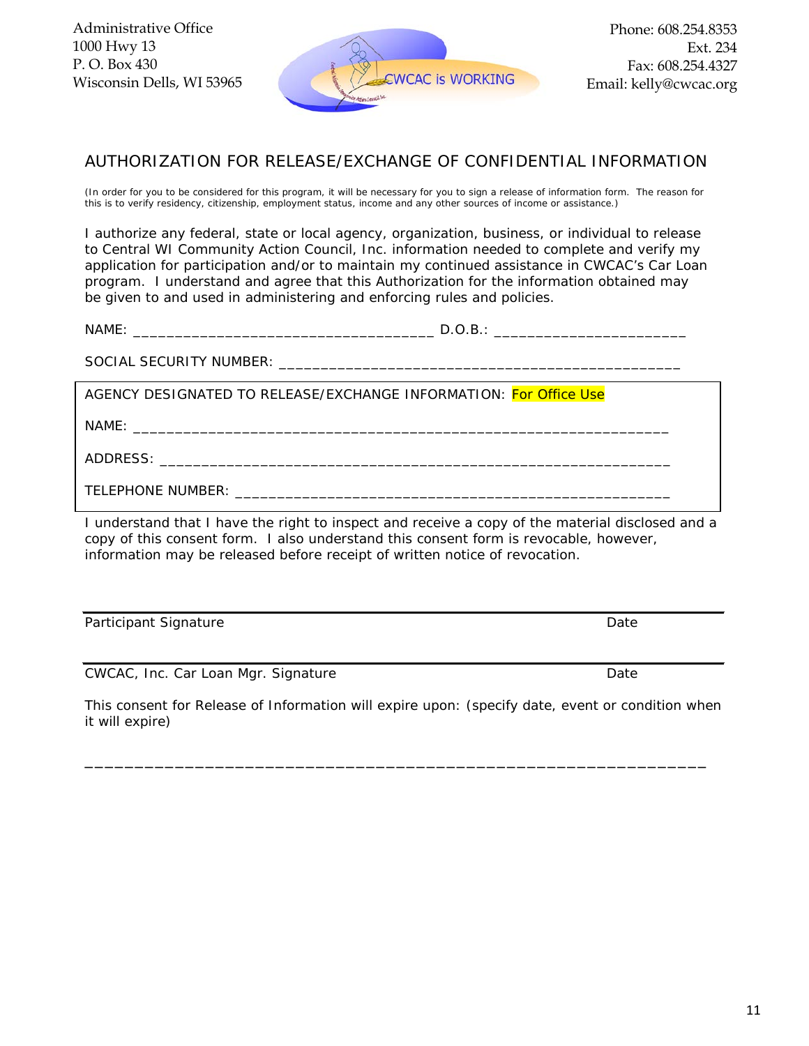Administrative Office
1000 Hwy 13
P. O. Box 430
Wisconsin Dells, WI 53965

CWCAC is WORKING

Phone: 608.254.8353
Ext. 234
Fax: 608.254.4327
Email: kelly@cwcac.org

# AUTHORIZATION FOR RELEASE/EXCHANGE OF CONFIDENTIAL INFORMATION

(In order for you to be considered for this program, it will be necessary for you to sign a release of information form. The reason for this is to verify residency, citizenship, employment status, income and any other sources of income or assistance.)

I authorize any federal, state or local agency, organization, business, or individual to release to Central WI Community Action Council, Inc. information needed to complete and verify my application for participation and/or to maintain my continued assistance in CWCAC's Car Loan program. I understand and agree that this Authorization for the information obtained may be given to and used in administering and enforcing rules and policies.

NAME: ___________________________________ D.O.B.: ______________________

SOCIAL SECURITY NUMBER: ______________________________________________

AGENCY DESIGNATED TO RELEASE/EXCHANGE INFORMATION: For Office Use

NAME: _______________________________________________________________

ADDRESS: _____________________________________________________________

TELEPHONE NUMBER: ___________________________________________________

I understand that I have the right to inspect and receive a copy of the material disclosed and a copy of this consent form. I also understand this consent form is revocable, however, information may be released before receipt of written notice of revocation.

______________________________________________________________________

Participant Signature Date

______________________________________________________________________

CWCAC, Inc. Car Loan Mgr. Signature Date

This consent for Release of Information will expire upon: (specify date, event or condition when it will expire)

______________________________________________________________________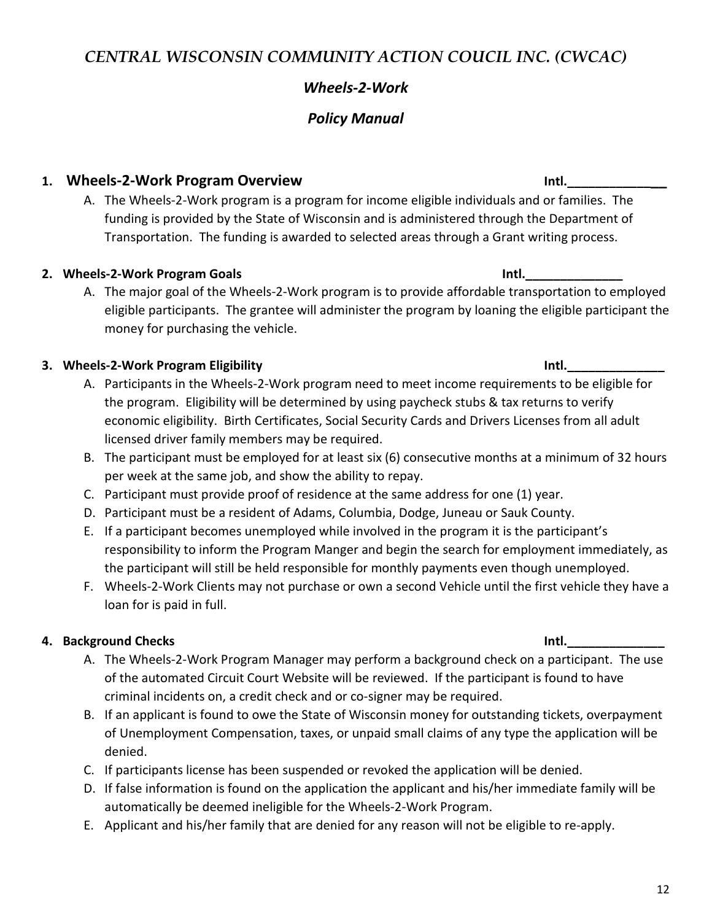# *CENTRAL WISCONSIN COMMUNITY ACTION COUCIL INC. (CWCAC)*

## *Wheels-2-Work*

## *Policy Manual*

### 1. Wheels-2-Work Program Overview — Intl.______________

A. The Wheels-2-Work program is a program for income eligible individuals and or families. The funding is provided by the State of Wisconsin and is administered through the Department of Transportation. The funding is awarded to selected areas through a Grant writing process.

### 2. Wheels-2-Work Program Goals — Intl.______________

A. The major goal of the Wheels-2-Work program is to provide affordable transportation to employed eligible participants. The grantee will administer the program by loaning the eligible participant the money for purchasing the vehicle.

### 3. Wheels-2-Work Program Eligibility — Intl.______________

A. Participants in the Wheels-2-Work program need to meet income requirements to be eligible for the program. Eligibility will be determined by using paycheck stubs & tax returns to verify economic eligibility. Birth Certificates, Social Security Cards and Drivers Licenses from all adult licensed driver family members may be required.

B. The participant must be employed for at least six (6) consecutive months at a minimum of 32 hours per week at the same job, and show the ability to repay.

C. Participant must provide proof of residence at the same address for one (1) year.

D. Participant must be a resident of Adams, Columbia, Dodge, Juneau or Sauk County.

E. If a participant becomes unemployed while involved in the program it is the participant's responsibility to inform the Program Manger and begin the search for employment immediately, as the participant will still be held responsible for monthly payments even though unemployed.

F. Wheels-2-Work Clients may not purchase or own a second Vehicle until the first vehicle they have a loan for is paid in full.

### 4. Background Checks — Intl.______________

A. The Wheels-2-Work Program Manager may perform a background check on a participant. The use of the automated Circuit Court Website will be reviewed. If the participant is found to have criminal incidents on, a credit check and or co-signer may be required.

B. If an applicant is found to owe the State of Wisconsin money for outstanding tickets, overpayment of Unemployment Compensation, taxes, or unpaid small claims of any type the application will be denied.

C. If participants license has been suspended or revoked the application will be denied.

D. If false information is found on the application the applicant and his/her immediate family will be automatically be deemed ineligible for the Wheels-2-Work Program.

E. Applicant and his/her family that are denied for any reason will not be eligible to re-apply.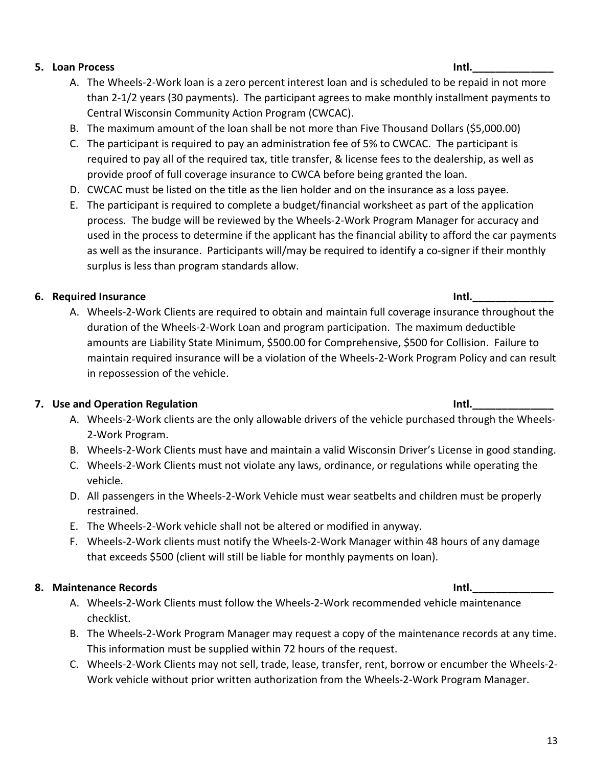**5. Loan Process** **Intl.______________**

A. The Wheels-2-Work loan is a zero percent interest loan and is scheduled to be repaid in not more than 2-1/2 years (30 payments). The participant agrees to make monthly installment payments to Central Wisconsin Community Action Program (CWCAC).
B. The maximum amount of the loan shall be not more than Five Thousand Dollars ($5,000.00)
C. The participant is required to pay an administration fee of 5% to CWCAC. The participant is required to pay all of the required tax, title transfer, & license fees to the dealership, as well as provide proof of full coverage insurance to CWCA before being granted the loan.
D. CWCAC must be listed on the title as the lien holder and on the insurance as a loss payee.
E. The participant is required to complete a budget/financial worksheet as part of the application process. The budge will be reviewed by the Wheels-2-Work Program Manager for accuracy and used in the process to determine if the applicant has the financial ability to afford the car payments as well as the insurance. Participants will/may be required to identify a co-signer if their monthly surplus is less than program standards allow.

**6. Required Insurance** **Intl.______________**

A. Wheels-2-Work Clients are required to obtain and maintain full coverage insurance throughout the duration of the Wheels-2-Work Loan and program participation. The maximum deductible amounts are Liability State Minimum, $500.00 for Comprehensive, $500 for Collision. Failure to maintain required insurance will be a violation of the Wheels-2-Work Program Policy and can result in repossession of the vehicle.

**7. Use and Operation Regulation** **Intl.______________**

A. Wheels-2-Work clients are the only allowable drivers of the vehicle purchased through the Wheels-2-Work Program.
B. Wheels-2-Work Clients must have and maintain a valid Wisconsin Driver's License in good standing.
C. Wheels-2-Work Clients must not violate any laws, ordinance, or regulations while operating the vehicle.
D. All passengers in the Wheels-2-Work Vehicle must wear seatbelts and children must be properly restrained.
E. The Wheels-2-Work vehicle shall not be altered or modified in anyway.
F. Wheels-2-Work clients must notify the Wheels-2-Work Manager within 48 hours of any damage that exceeds $500 (client will still be liable for monthly payments on loan).

**8. Maintenance Records** **Intl.______________**

A. Wheels-2-Work Clients must follow the Wheels-2-Work recommended vehicle maintenance checklist.
B. The Wheels-2-Work Program Manager may request a copy of the maintenance records at any time. This information must be supplied within 72 hours of the request.
C. Wheels-2-Work Clients may not sell, trade, lease, transfer, rent, borrow or encumber the Wheels-2-Work vehicle without prior written authorization from the Wheels-2-Work Program Manager.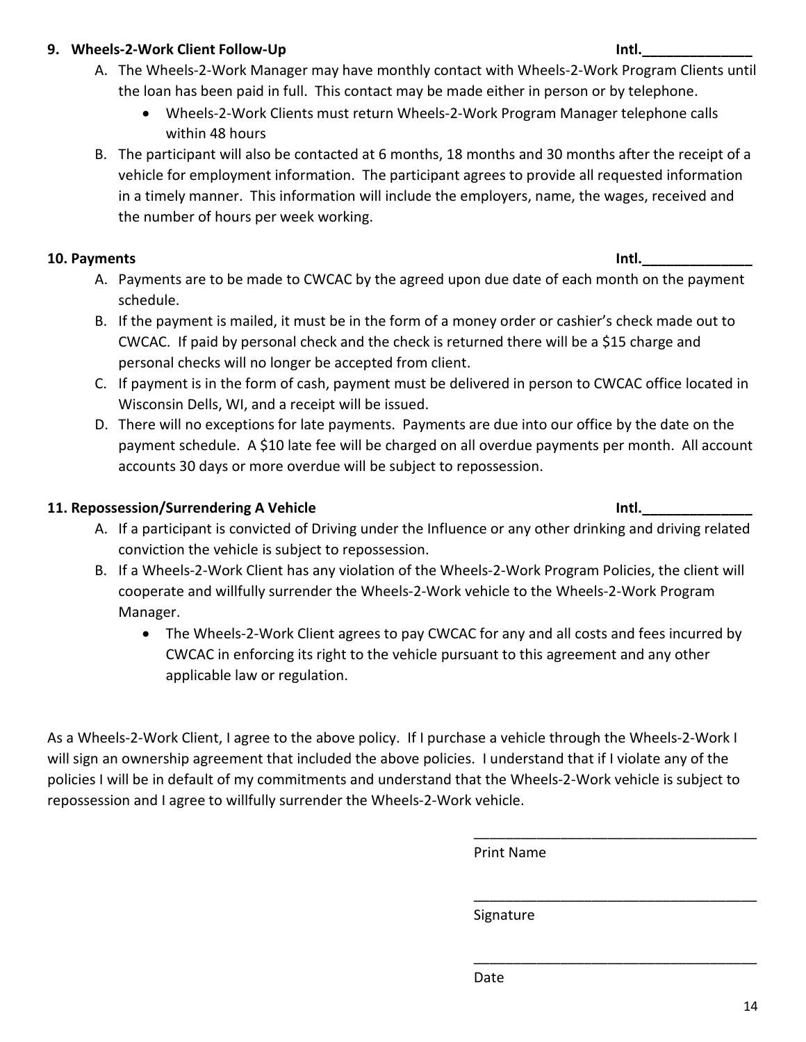**9. Wheels-2-Work Client Follow-Up** Intl.______________

A. The Wheels-2-Work Manager may have monthly contact with Wheels-2-Work Program Clients until the loan has been paid in full. This contact may be made either in person or by telephone.
   - Wheels-2-Work Clients must return Wheels-2-Work Program Manager telephone calls within 48 hours

B. The participant will also be contacted at 6 months, 18 months and 30 months after the receipt of a vehicle for employment information. The participant agrees to provide all requested information in a timely manner. This information will include the employers, name, the wages, received and the number of hours per week working.

**10. Payments** Intl.______________

A. Payments are to be made to CWCAC by the agreed upon due date of each month on the payment schedule.
B. If the payment is mailed, it must be in the form of a money order or cashier's check made out to CWCAC. If paid by personal check and the check is returned there will be a $15 charge and personal checks will no longer be accepted from client.
C. If payment is in the form of cash, payment must be delivered in person to CWCAC office located in Wisconsin Dells, WI, and a receipt will be issued.
D. There will no exceptions for late payments. Payments are due into our office by the date on the payment schedule. A $10 late fee will be charged on all overdue payments per month. All account accounts 30 days or more overdue will be subject to repossession.

**11. Repossession/Surrendering A Vehicle** Intl.______________

A. If a participant is convicted of Driving under the Influence or any other drinking and driving related conviction the vehicle is subject to repossession.
B. If a Wheels-2-Work Client has any violation of the Wheels-2-Work Program Policies, the client will cooperate and willfully surrender the Wheels-2-Work vehicle to the Wheels-2-Work Program Manager.
   - The Wheels-2-Work Client agrees to pay CWCAC for any and all costs and fees incurred by CWCAC in enforcing its right to the vehicle pursuant to this agreement and any other applicable law or regulation.

As a Wheels-2-Work Client, I agree to the above policy. If I purchase a vehicle through the Wheels-2-Work I will sign an ownership agreement that included the above policies. I understand that if I violate any of the policies I will be in default of my commitments and understand that the Wheels-2-Work vehicle is subject to repossession and I agree to willfully surrender the Wheels-2-Work vehicle.

____________________________________
Print Name

____________________________________
Signature

____________________________________
Date